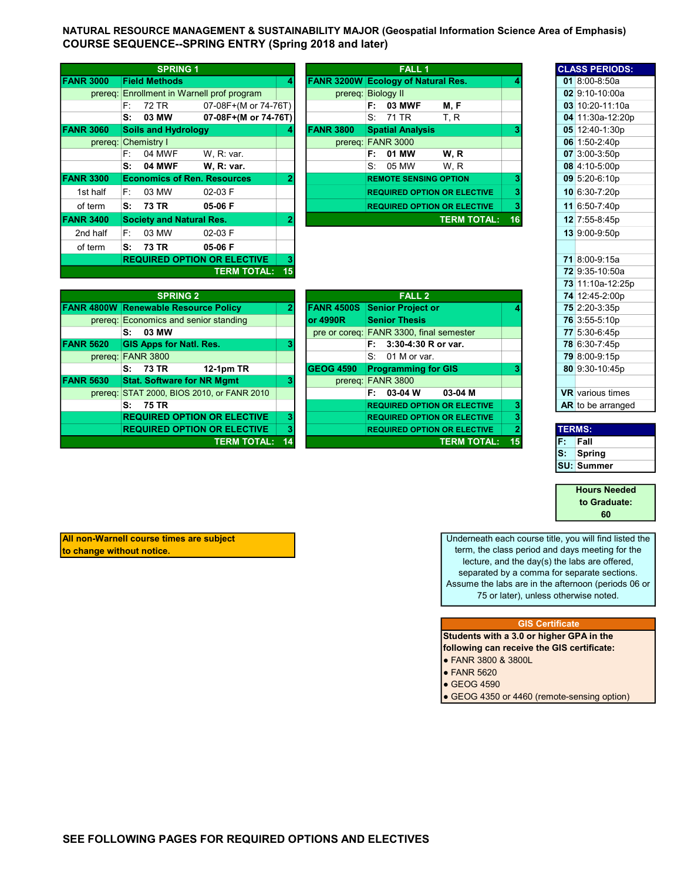# NATURAL RESOURCE MANAGEMENT & SUSTAINABILITY MAJOR (Geospatial Information Science Area of Emphasis)

## COURSE SEQUENCE--SPRING ENTRY (Spring 2018 and later)

| SPRING 1 | | | | |
|---|---|---|---|---|
| **FANR 3000** | **Field Methods** | | | **4** |
| prereq: | Enrollment in Warnell prof program | | | |
| | F: | 72 TR | 07-08F+(M or 74-76T) | |
| | **S:** | **03 MW** | **07-08F+(M or 74-76T)** | |
| **FANR 3060** | **Soils and Hydrology** | | | **4** |
| prereq: | Chemistry I | | | |
| | F: | 04 MWF | W, R: var. | |
| | **S:** | **04 MWF** | **W, R: var.** | |
| **FANR 3300** | **Economics of Ren. Resources** | | | **2** |
| 1st half | F: | 03 MW | 02-03 F | |
| of term | **S:** | **73 TR** | **05-06 F** | |
| **FANR 3400** | **Society and Natural Res.** | | | **2** |
| 2nd half | F: | 03 MW | 02-03 F | |
| of term | **S:** | **73 TR** | **05-06 F** | |
| | **REQUIRED OPTION OR ELECTIVE** | | | **3** |
| | | | **TERM TOTAL:** | **15** |

| FALL 1 | | | | |
|---|---|---|---|---|
| **FANR 3200W** | **Ecology of Natural Res.** | | | **4** |
| prereq: | Biology II | | | |
| | **F:** | **03 MWF** | **M, F** | |
| | S: | 71 TR | T, R | |
| **FANR 3800** | **Spatial Analysis** | | | **3** |
| prereq: | FANR 3000 | | | |
| | **F:** | **01 MW** | **W, R** | |
| | S: | 05 MW | W, R | |
| | **REMOTE SENSING OPTION** | | | **3** |
| | **REQUIRED OPTION OR ELECTIVE** | | | **3** |
| | **REQUIRED OPTION OR ELECTIVE** | | | **3** |
| | | | **TERM TOTAL:** | **16** |

| SPRING 2 | | | | |
|---|---|---|---|---|
| **FANR 4800W** | **Renewable Resource Policy** | | | **2** |
| prereq: | Economics and senior standing | | | |
| | **S:** | **03 MW** | | |
| **FANR 5620** | **GIS Apps for Natl. Res.** | | | **3** |
| prereq: | FANR 3800 | | | |
| | **S:** | **73 TR** | **12-1pm TR** | |
| **FANR 5630** | **Stat. Software for NR Mgmt** | | | **3** |
| prereq: | STAT 2000, BIOS 2010, or FANR 2010 | | | |
| | **S:** | **75 TR** | | |
| | **REQUIRED OPTION OR ELECTIVE** | | | **3** |
| | **REQUIRED OPTION OR ELECTIVE** | | | **3** |
| | | | **TERM TOTAL:** | **14** |

| FALL 2 | | | | |
|---|---|---|---|---|
| **FANR 4500S or 4990R** | **Senior Project or Senior Thesis** | | | **4** |
| pre or coreq: | FANR 3300, final semester | | | |
| | **F:** | **3:30-4:30 R or var.** | | |
| | S: | 01 M or var. | | |
| **GEOG 4590** | **Programming for GIS** | | | **3** |
| prereq: | FANR 3800 | | | |
| | **F:** | **03-04 W** | **03-04 M** | |
| | **REQUIRED OPTION OR ELECTIVE** | | | **3** |
| | **REQUIRED OPTION OR ELECTIVE** | | | **3** |
| | **REQUIRED OPTION OR ELECTIVE** | | | **2** |
| | | | **TERM TOTAL:** | **15** |

| CLASS PERIODS: | |
|---|---|
| **01** | 8:00-8:50a |
| **02** | 9:10-10:00a |
| **03** | 10:20-11:10a |
| **04** | 11:30a-12:20p |
| **05** | 12:40-1:30p |
| **06** | 1:50-2:40p |
| **07** | 3:00-3:50p |
| **08** | 4:10-5:00p |
| **09** | 5:20-6:10p |
| **10** | 6:30-7:20p |
| **11** | 6:50-7:40p |
| **12** | 7:55-8:45p |
| **13** | 9:00-9:50p |
| **71** | 8:00-9:15a |
| **72** | 9:35-10:50a |
| **73** | 11:10a-12:25p |
| **74** | 12:45-2:00p |
| **75** | 2:20-3:35p |
| **76** | 3:55-5:10p |
| **77** | 5:30-6:45p |
| **78** | 6:30-7:45p |
| **79** | 8:00-9:15p |
| **80** | 9:30-10:45p |
| **VR** | various times |
| **AR** | to be arranged |

| TERMS: | |
|---|---|
| **F:** | **Fall** |
| **S:** | **Spring** |
| **SU:** | **Summer** |

**Hours Needed to Graduate: 60**

**All non-Warnell course times are subject to change without notice.**

Underneath each course title, you will find listed the term, the class period and days meeting for the lecture, and the day(s) the labs are offered, separated by a comma for separate sections. Assume the labs are in the afternoon (periods 06 or 75 or later), unless otherwise noted.

**GIS Certificate**

**Students with a 3.0 or higher GPA in the following can receive the GIS certificate:**

- FANR 3800 & 3800L
- FANR 5620
- GEOG 4590
- GEOG 4350 or 4460 (remote-sensing option)

**SEE FOLLOWING PAGES FOR REQUIRED OPTIONS AND ELECTIVES**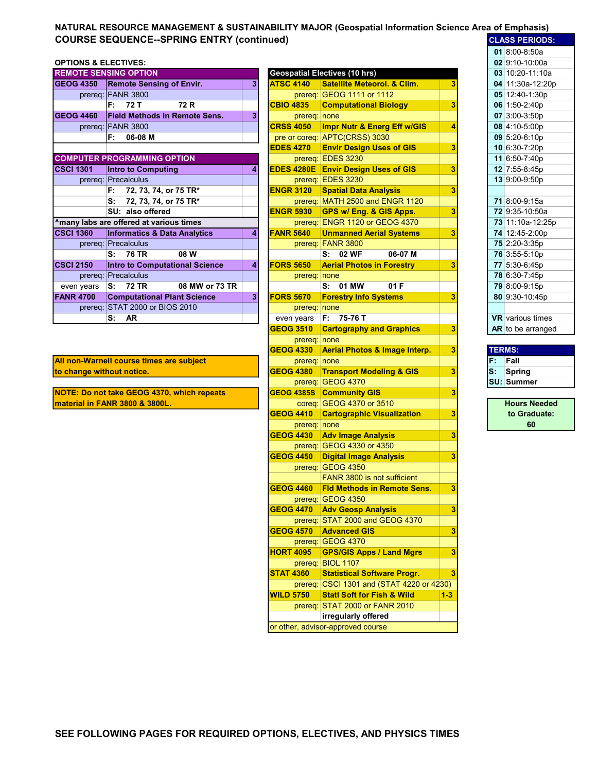# NATURAL RESOURCE MANAGEMENT & SUSTAINABILITY MAJOR (Geospatial Information Science Area of Emphasis)

## COURSE SEQUENCE--SPRING ENTRY (continued)

### OPTIONS & ELECTIVES:

| REMOTE SENSING OPTION | | |
|---|---|---|
| GEOG 4350 | Remote Sensing of Envir. | 3 |
| prereq: | FANR 3800 | |
| | F: 72 T 72 R | |
| GEOG 4460 | Field Methods in Remote Sens. | 3 |
| prereq: | FANR 3800 | |
| | F: 06-08 M | |

| COMPUTER PROGRAMMING OPTION | | |
|---|---|---|
| CSCI 1301 | Intro to Computing | 4 |
| prereq: | Precalculus | |
| | F: 72, 73, 74, or 75 TR* | |
| | S: 72, 73, 74, or 75 TR* | |
| | SU: also offered | |
| ^many labs are offered at various times | | |
| CSCI 1360 | Informatics & Data Analytics | 4 |
| prereq: | Precalculus | |
| | S: 76 TR 08 W | |
| CSCI 2150 | Intro to Computational Science | 4 |
| prereq: | Precalculus | |
| even years | S: 72 TR 08 MW or 73 TR | |
| FANR 4700 | Computational Plant Science | 3 |
| prereq: | STAT 2000 or BIOS 2010 | |
| | S: AR | |

**All non-Warnell course times are subject to change without notice.**

**NOTE: Do not take GEOG 4370, which repeats material in FANR 3800 & 3800L.**

| Geospatial Electives (10 hrs) | | |
|---|---|---|
| ATSC 4140 | Satellite Meteorol. & Clim. | 3 |
| prereq: | GEOG 1111 or 1112 | |
| CBIO 4835 | Computational Biology | 3 |
| prereq: | none | |
| CRSS 4050 | Impr Nutr & Energ Eff w/GIS | 4 |
| pre or coreq: | APTC(CRSS) 3030 | |
| EDES 4270 | Envir Design Uses of GIS | 3 |
| prereq: | EDES 3230 | |
| EDES 4280E | Envir Design Uses of GIS | 3 |
| prereq: | EDES 3230 | |
| ENGR 3120 | Spatial Data Analysis | 3 |
| prereq: | MATH 2500 and ENGR 1120 | |
| ENGR 5930 | GPS w/ Eng. & GIS Apps. | 3 |
| prereq: | ENGR 1120 or GEOG 4370 | |
| FANR 5640 | Unmanned Aerial Systems | 3 |
| prereq: | FANR 3800 | |
| | S: 02 WF 06-07 M | |
| FORS 5650 | Aerial Photos in Forestry | 3 |
| prereq: | none | |
| | S: 01 MW 01 F | |
| FORS 5670 | Forestry Info Systems | 3 |
| prereq: | none | |
| even years | F: 75-76 T | |
| GEOG 3510 | Cartography and Graphics | 3 |
| prereq: | none | |
| GEOG 4330 | Aerial Photos & Image Interp. | 3 |
| prereq: | none | |
| GEOG 4380 | Transport Modeling & GIS | 3 |
| prereq: | GEOG 4370 | |
| GEOG 4385S | Community GIS | 3 |
| coreq: | GEOG 4370 or 3510 | |
| GEOG 4410 | Cartographic Visualization | 3 |
| prereq: | none | |
| GEOG 4430 | Adv Image Analysis | 3 |
| prereq: | GEOG 4330 or 4350 | |
| GEOG 4450 | Digital Image Analysis | 3 |
| prereq: | GEOG 4350 | |
| | FANR 3800 is not sufficient | |
| GEOG 4460 | Fld Methods in Remote Sens. | 3 |
| prereq: | GEOG 4350 | |
| GEOG 4470 | Adv Geosp Analysis | 3 |
| prereq: | STAT 2000 and GEOG 4370 | |
| GEOG 4570 | Advanced GIS | 3 |
| prereq: | GEOG 4370 | |
| HORT 4095 | GPS/GIS Apps / Land Mgrs | 3 |
| prereq: | BIOL 1107 | |
| STAT 4360 | Statistical Software Progr. | 3 |
| prereq: | CSCI 1301 and (STAT 4220 or 4230) | |
| WILD 5750 | Statl Soft for Fish & Wild | 1-3 |
| prereq: | STAT 2000 or FANR 2010 | |
| | irregularly offered | |
| or other, advisor-approved course | | |

| CLASS PERIODS: | |
|---|---|
| 01 | 8:00-8:50a |
| 02 | 9:10-10:00a |
| 03 | 10:20-11:10a |
| 04 | 11:30a-12:20p |
| 05 | 12:40-1:30p |
| 06 | 1:50-2:40p |
| 07 | 3:00-3:50p |
| 08 | 4:10-5:00p |
| 09 | 5:20-6:10p |
| 10 | 6:30-7:20p |
| 11 | 6:50-7:40p |
| 12 | 7:55-8:45p |
| 13 | 9:00-9:50p |
| 71 | 8:00-9:15a |
| 72 | 9:35-10:50a |
| 73 | 11:10a-12:25p |
| 74 | 12:45-2:00p |
| 75 | 2:20-3:35p |
| 76 | 3:55-5:10p |
| 77 | 5:30-6:45p |
| 78 | 6:30-7:45p |
| 79 | 8:00-9:15p |
| 80 | 9:30-10:45p |
| VR | various times |
| AR | to be arranged |

| TERMS: | |
|---|---|
| F: | Fall |
| S: | Spring |
| SU: | Summer |

**Hours Needed to Graduate: 60**

**SEE FOLLOWING PAGES FOR REQUIRED OPTIONS, ELECTIVES, AND PHYSICS TIMES**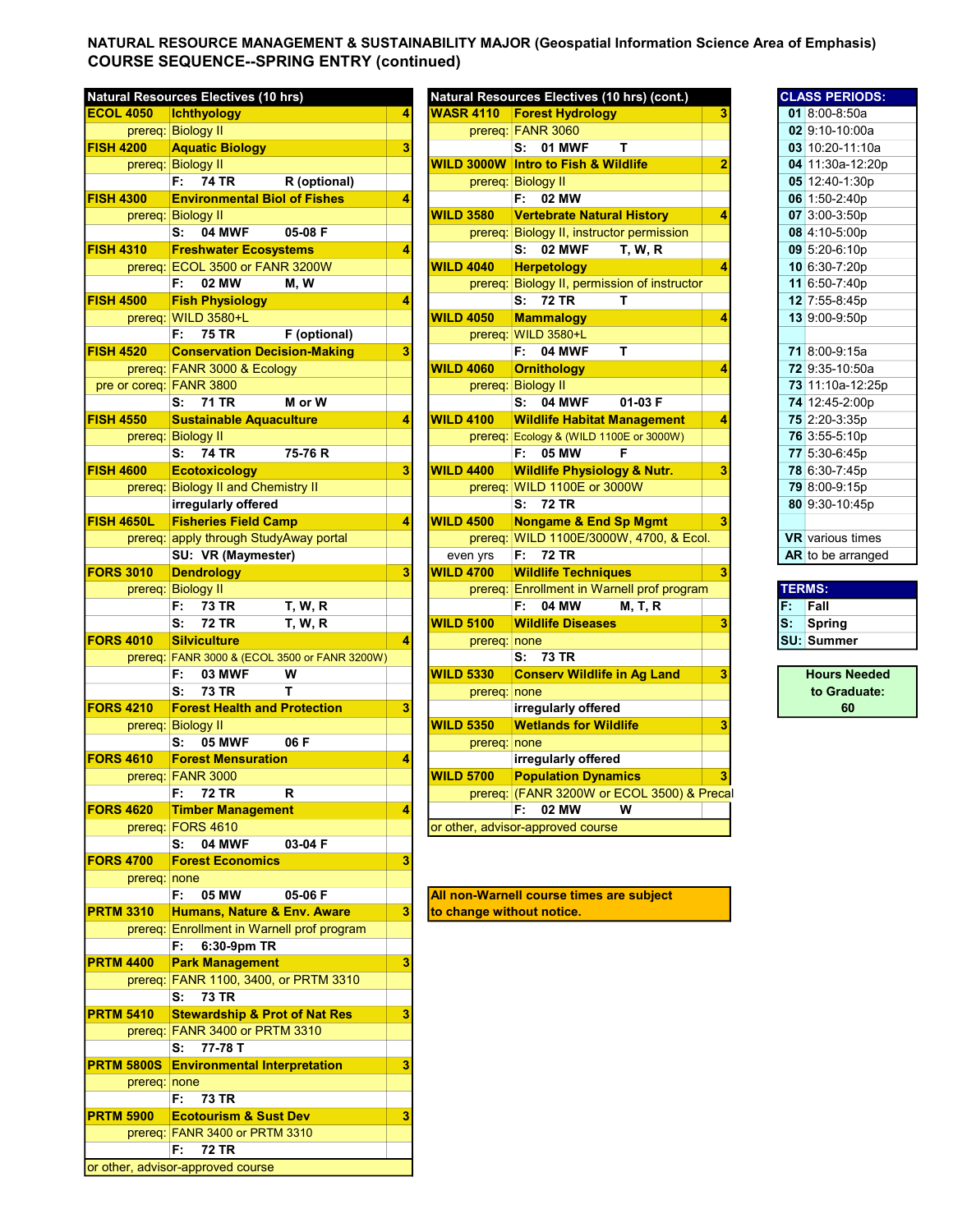**NATURAL RESOURCE MANAGEMENT & SUSTAINABILITY MAJOR (Geospatial Information Science Area of Emphasis)**
**COURSE SEQUENCE--SPRING ENTRY (continued)**

| Natural Resources Electives (10 hrs) | | |
|---|---|---|
| **ECOL 4050** | **Ichthyology** | **4** |
| prereq: | Biology II | |
| **FISH 4200** | **Aquatic Biology** | **3** |
| prereq: | Biology II | |
| | F: 74 TR R (optional) | |
| **FISH 4300** | **Environmental Biol of Fishes** | **4** |
| prereq: | Biology II | |
| | S: 04 MWF 05-08 F | |
| **FISH 4310** | **Freshwater Ecosystems** | **4** |
| prereq: | ECOL 3500 or FANR 3200W | |
| | F: 02 MW M, W | |
| **FISH 4500** | **Fish Physiology** | **4** |
| prereq: | WILD 3580+L | |
| | F: 75 TR F (optional) | |
| **FISH 4520** | **Conservation Decision-Making** | **3** |
| prereq: | FANR 3000 & Ecology | |
| pre or coreq: | FANR 3800 | |
| | S: 71 TR M or W | |
| **FISH 4550** | **Sustainable Aquaculture** | **4** |
| prereq: | Biology II | |
| | S: 74 TR 75-76 R | |
| **FISH 4600** | **Ecotoxicology** | **3** |
| prereq: | Biology II and Chemistry II | |
| | irregularly offered | |
| **FISH 4650L** | **Fisheries Field Camp** | **4** |
| prereq: | apply through StudyAway portal | |
| | SU: VR (Maymester) | |
| **FORS 3010** | **Dendrology** | **3** |
| prereq: | Biology II | |
| | F: 73 TR T, W, R | |
| | S: 72 TR T, W, R | |
| **FORS 4010** | **Silviculture** | **4** |
| prereq: | FANR 3000 & (ECOL 3500 or FANR 3200W) | |
| | F: 03 MWF W | |
| | S: 73 TR T | |
| **FORS 4210** | **Forest Health and Protection** | **3** |
| prereq: | Biology II | |
| | S: 05 MWF 06 F | |
| **FORS 4610** | **Forest Mensuration** | **4** |
| prereq: | FANR 3000 | |
| | F: 72 TR R | |
| **FORS 4620** | **Timber Management** | **4** |
| prereq: | FORS 4610 | |
| | S: 04 MWF 03-04 F | |
| **FORS 4700** | **Forest Economics** | **3** |
| prereq: | none | |
| | F: 05 MW 05-06 F | |
| **PRTM 3310** | **Humans, Nature & Env. Aware** | **3** |
| prereq: | Enrollment in Warnell prof program | |
| | F: 6:30-9pm TR | |
| **PRTM 4400** | **Park Management** | **3** |
| prereq: | FANR 1100, 3400, or PRTM 3310 | |
| | S: 73 TR | |
| **PRTM 5410** | **Stewardship & Prot of Nat Res** | **3** |
| prereq: | FANR 3400 or PRTM 3310 | |
| | S: 77-78 T | |
| **PRTM 5800S** | **Environmental Interpretation** | **3** |
| prereq: | none | |
| | F: 73 TR | |
| **PRTM 5900** | **Ecotourism & Sust Dev** | **3** |
| prereq: | FANR 3400 or PRTM 3310 | |
| | F: 72 TR | |
| or other, advisor-approved course | | |

| Natural Resources Electives (10 hrs) (cont.) | | |
|---|---|---|
| **WASR 4110** | **Forest Hydrology** | **3** |
| prereq: | FANR 3060 | |
| | S: 01 MWF T | |
| **WILD 3000W** | **Intro to Fish & Wildlife** | **2** |
| prereq: | Biology II | |
| | F: 02 MW | |
| **WILD 3580** | **Vertebrate Natural History** | **4** |
| prereq: | Biology II, instructor permission | |
| | S: 02 MWF T, W, R | |
| **WILD 4040** | **Herpetology** | **4** |
| prereq: | Biology II, permission of instructor | |
| | S: 72 TR T | |
| **WILD 4050** | **Mammalogy** | **4** |
| prereq: | WILD 3580+L | |
| | F: 04 MWF T | |
| **WILD 4060** | **Ornithology** | **4** |
| prereq: | Biology II | |
| | S: 04 MWF 01-03 F | |
| **WILD 4100** | **Wildlife Habitat Management** | **4** |
| prereq: | Ecology & (WILD 1100E or 3000W) | |
| | F: 05 MW F | |
| **WILD 4400** | **Wildlife Physiology & Nutr.** | **3** |
| prereq: | WILD 1100E or 3000W | |
| | S: 72 TR | |
| **WILD 4500** | **Nongame & End Sp Mgmt** | **3** |
| prereq: | WILD 1100E/3000W, 4700, & Ecol. | |
| even yrs | F: 72 TR | |
| **WILD 4700** | **Wildlife Techniques** | **3** |
| prereq: | Enrollment in Warnell prof program | |
| | F: 04 MW M, T, R | |
| **WILD 5100** | **Wildlife Diseases** | **3** |
| prereq: | none | |
| | S: 73 TR | |
| **WILD 5330** | **Conserv Wildlife in Ag Land** | **3** |
| prereq: | none | |
| | irregularly offered | |
| **WILD 5350** | **Wetlands for Wildlife** | **3** |
| prereq: | none | |
| | irregularly offered | |
| **WILD 5700** | **Population Dynamics** | **3** |
| prereq: | (FANR 3200W or ECOL 3500) & Precal | |
| | F: 02 MW W | |
| or other, advisor-approved course | | |

**All non-Warnell course times are subject to change without notice.**

| CLASS PERIODS: | |
|---|---|
| 01 | 8:00-8:50a |
| 02 | 9:10-10:00a |
| 03 | 10:20-11:10a |
| 04 | 11:30a-12:20p |
| 05 | 12:40-1:30p |
| 06 | 1:50-2:40p |
| 07 | 3:00-3:50p |
| 08 | 4:10-5:00p |
| 09 | 5:20-6:10p |
| 10 | 6:30-7:20p |
| 11 | 6:50-7:40p |
| 12 | 7:55-8:45p |
| 13 | 9:00-9:50p |
| 71 | 8:00-9:15a |
| 72 | 9:35-10:50a |
| 73 | 11:10a-12:25p |
| 74 | 12:45-2:00p |
| 75 | 2:20-3:35p |
| 76 | 3:55-5:10p |
| 77 | 5:30-6:45p |
| 78 | 6:30-7:45p |
| 79 | 8:00-9:15p |
| 80 | 9:30-10:45p |
| VR | various times |
| AR | to be arranged |

| TERMS: | |
|---|---|
| F: | Fall |
| S: | Spring |
| SU: | Summer |

**Hours Needed to Graduate: 60**